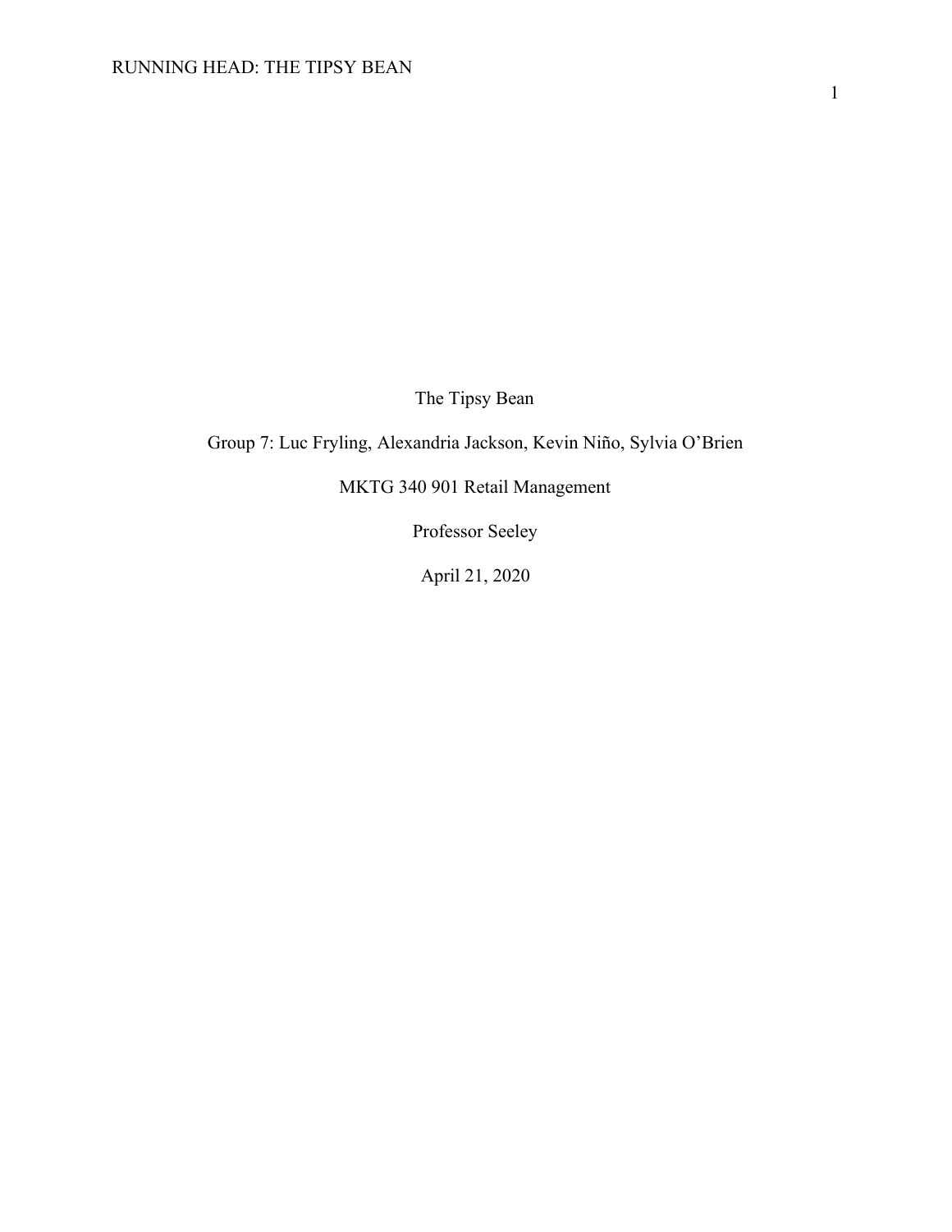The Tipsy Bean

Group 7: Luc Fryling, Alexandria Jackson, Kevin Niño, Sylvia O'Brien

MKTG 340 901 Retail Management

Professor Seeley

April 21, 2020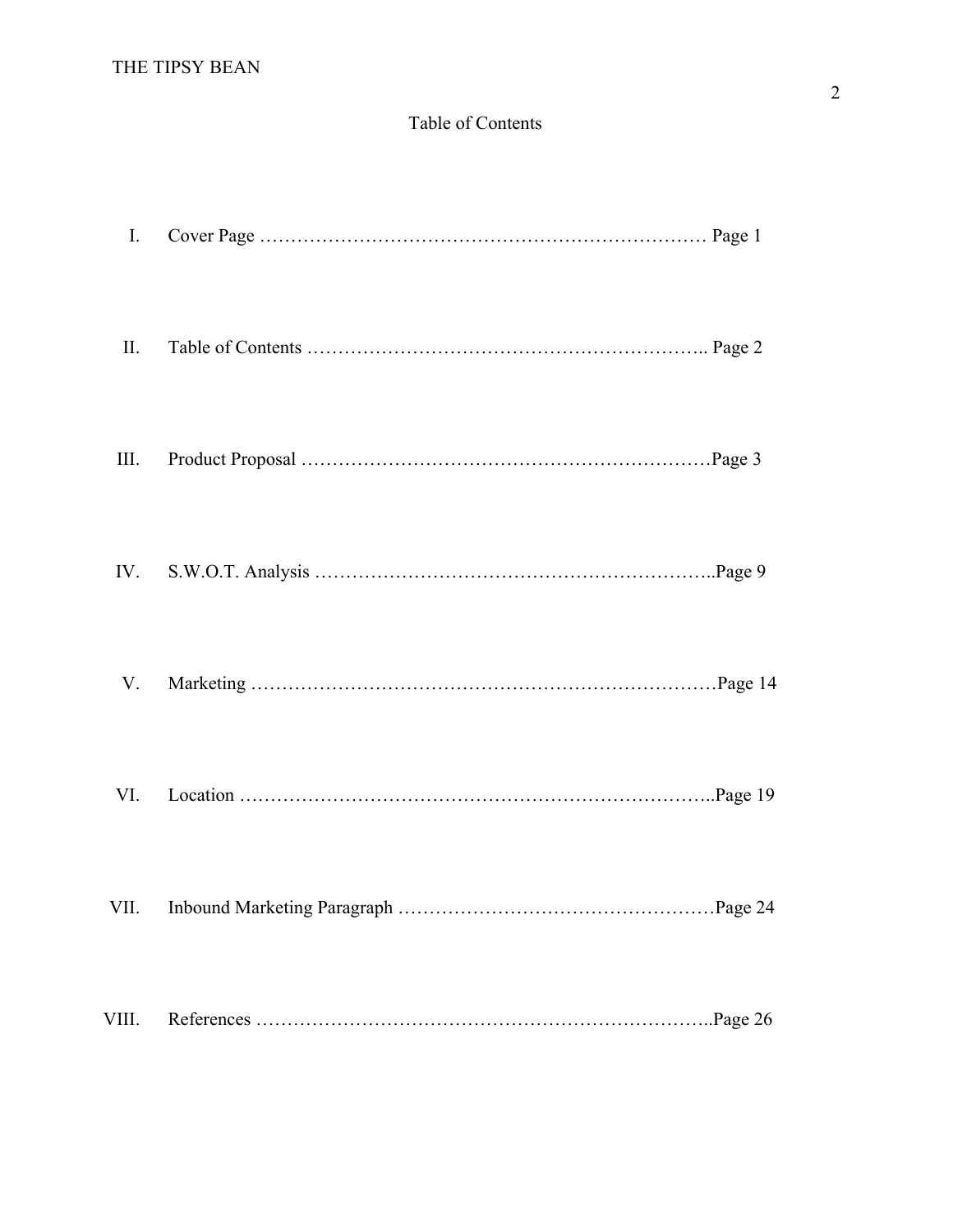# Table of Contents

I. Cover Page ……………………………………………………………… Page 1

II. Table of Contents ……………………………………………………….. Page 2

III. Product Proposal …………………………………………………………Page 3

IV. S.W.O.T. Analysis ………………………………………………………..Page 9

V. Marketing …………………………………………………………………Page 14

VI. Location …………………………………………………………………..Page 19

VII. Inbound Marketing Paragraph ……………………………………………Page 24

VIII. References ………………………………………………………………..Page 26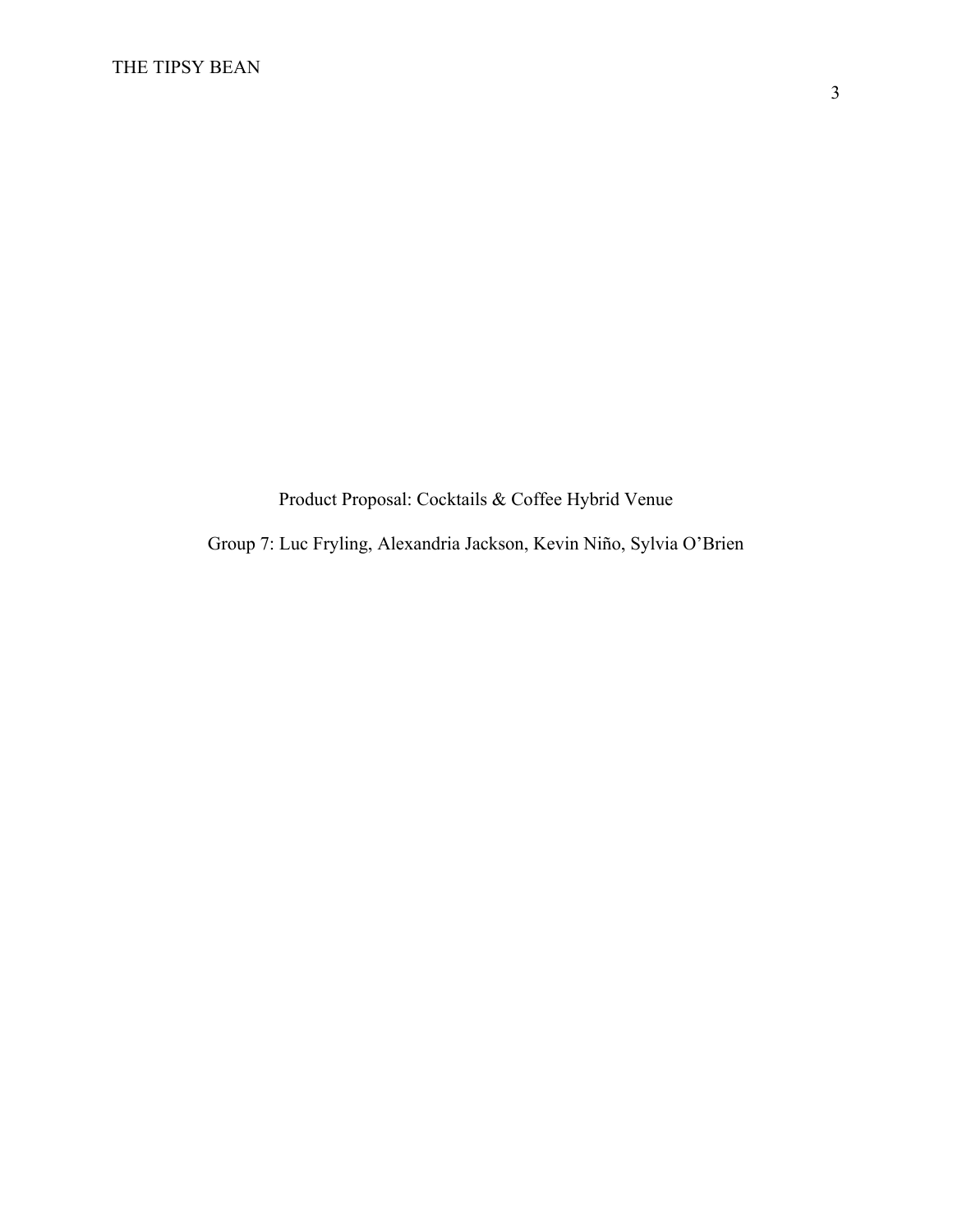Product Proposal: Cocktails & Coffee Hybrid Venue

Group 7: Luc Fryling, Alexandria Jackson, Kevin Niño, Sylvia O’Brien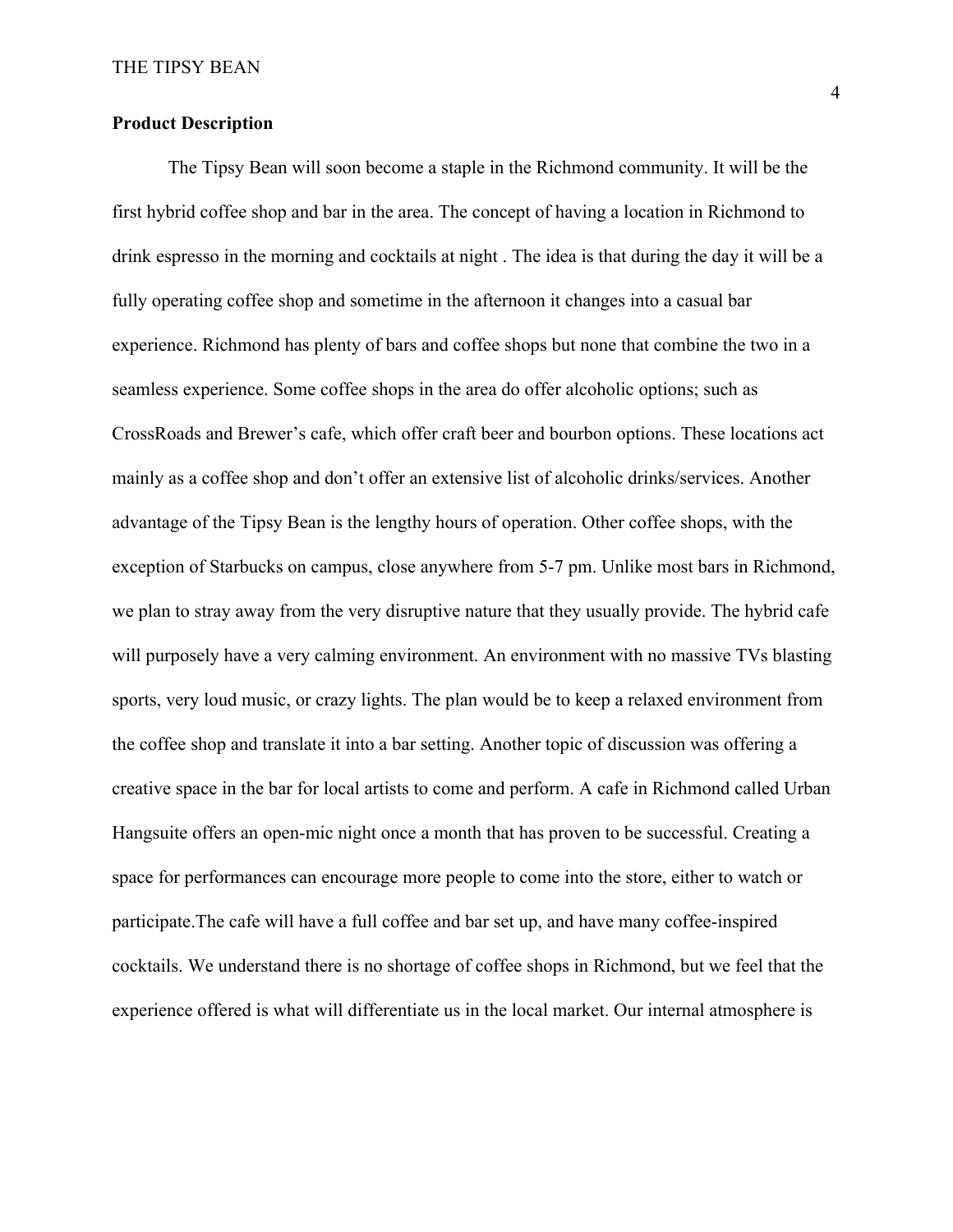**Product Description**

The Tipsy Bean will soon become a staple in the Richmond community. It will be the first hybrid coffee shop and bar in the area. The concept of having a location in Richmond to drink espresso in the morning and cocktails at night . The idea is that during the day it will be a fully operating coffee shop and sometime in the afternoon it changes into a casual bar experience. Richmond has plenty of bars and coffee shops but none that combine the two in a seamless experience. Some coffee shops in the area do offer alcoholic options; such as CrossRoads and Brewer's cafe, which offer craft beer and bourbon options. These locations act mainly as a coffee shop and don't offer an extensive list of alcoholic drinks/services. Another advantage of the Tipsy Bean is the lengthy hours of operation. Other coffee shops, with the exception of Starbucks on campus, close anywhere from 5-7 pm. Unlike most bars in Richmond, we plan to stray away from the very disruptive nature that they usually provide. The hybrid cafe will purposely have a very calming environment. An environment with no massive TVs blasting sports, very loud music, or crazy lights. The plan would be to keep a relaxed environment from the coffee shop and translate it into a bar setting. Another topic of discussion was offering a creative space in the bar for local artists to come and perform. A cafe in Richmond called Urban Hangsuite offers an open-mic night once a month that has proven to be successful. Creating a space for performances can encourage more people to come into the store, either to watch or participate.The cafe will have a full coffee and bar set up, and have many coffee-inspired cocktails. We understand there is no shortage of coffee shops in Richmond, but we feel that the experience offered is what will differentiate us in the local market. Our internal atmosphere is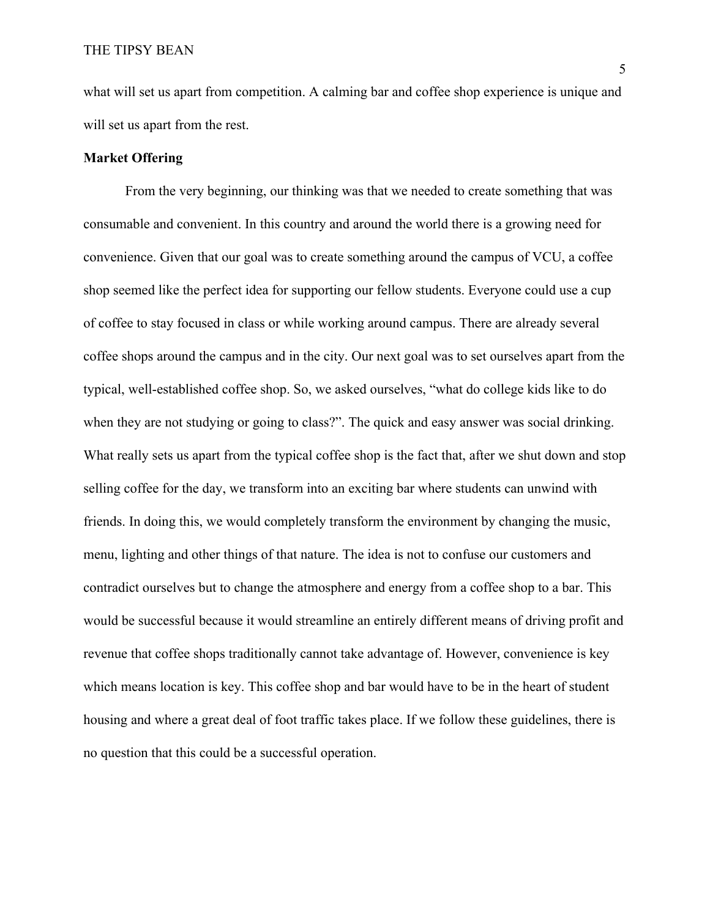what will set us apart from competition. A calming bar and coffee shop experience is unique and will set us apart from the rest.

**Market Offering**

From the very beginning, our thinking was that we needed to create something that was consumable and convenient. In this country and around the world there is a growing need for convenience. Given that our goal was to create something around the campus of VCU, a coffee shop seemed like the perfect idea for supporting our fellow students. Everyone could use a cup of coffee to stay focused in class or while working around campus. There are already several coffee shops around the campus and in the city. Our next goal was to set ourselves apart from the typical, well-established coffee shop. So, we asked ourselves, "what do college kids like to do when they are not studying or going to class?". The quick and easy answer was social drinking. What really sets us apart from the typical coffee shop is the fact that, after we shut down and stop selling coffee for the day, we transform into an exciting bar where students can unwind with friends. In doing this, we would completely transform the environment by changing the music, menu, lighting and other things of that nature. The idea is not to confuse our customers and contradict ourselves but to change the atmosphere and energy from a coffee shop to a bar. This would be successful because it would streamline an entirely different means of driving profit and revenue that coffee shops traditionally cannot take advantage of. However, convenience is key which means location is key. This coffee shop and bar would have to be in the heart of student housing and where a great deal of foot traffic takes place. If we follow these guidelines, there is no question that this could be a successful operation.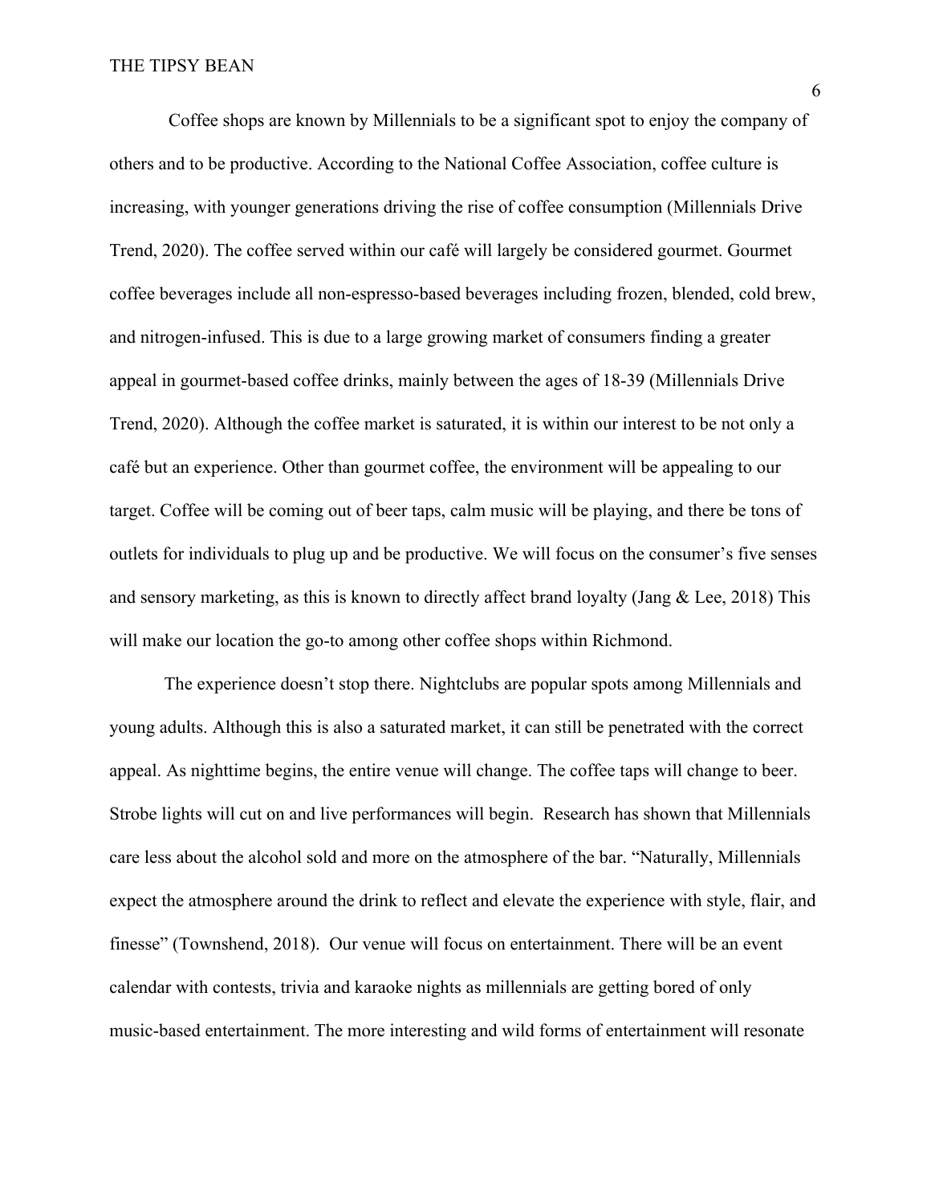Coffee shops are known by Millennials to be a significant spot to enjoy the company of others and to be productive. According to the National Coffee Association, coffee culture is increasing, with younger generations driving the rise of coffee consumption (Millennials Drive Trend, 2020). The coffee served within our café will largely be considered gourmet. Gourmet coffee beverages include all non-espresso-based beverages including frozen, blended, cold brew, and nitrogen-infused. This is due to a large growing market of consumers finding a greater appeal in gourmet-based coffee drinks, mainly between the ages of 18-39 (Millennials Drive Trend, 2020). Although the coffee market is saturated, it is within our interest to be not only a café but an experience. Other than gourmet coffee, the environment will be appealing to our target. Coffee will be coming out of beer taps, calm music will be playing, and there be tons of outlets for individuals to plug up and be productive. We will focus on the consumer's five senses and sensory marketing, as this is known to directly affect brand loyalty (Jang & Lee, 2018) This will make our location the go-to among other coffee shops within Richmond.

The experience doesn't stop there. Nightclubs are popular spots among Millennials and young adults. Although this is also a saturated market, it can still be penetrated with the correct appeal. As nighttime begins, the entire venue will change. The coffee taps will change to beer. Strobe lights will cut on and live performances will begin. Research has shown that Millennials care less about the alcohol sold and more on the atmosphere of the bar. "Naturally, Millennials expect the atmosphere around the drink to reflect and elevate the experience with style, flair, and finesse" (Townshend, 2018). Our venue will focus on entertainment. There will be an event calendar with contests, trivia and karaoke nights as millennials are getting bored of only music-based entertainment. The more interesting and wild forms of entertainment will resonate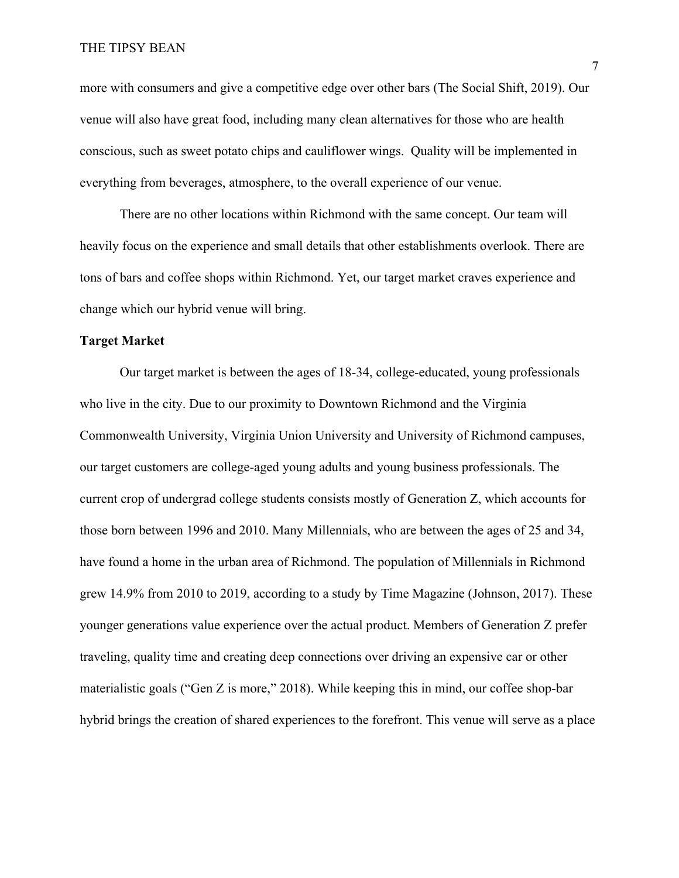more with consumers and give a competitive edge over other bars (The Social Shift, 2019). Our venue will also have great food, including many clean alternatives for those who are health conscious, such as sweet potato chips and cauliflower wings.  Quality will be implemented in everything from beverages, atmosphere, to the overall experience of our venue.

There are no other locations within Richmond with the same concept. Our team will heavily focus on the experience and small details that other establishments overlook. There are tons of bars and coffee shops within Richmond. Yet, our target market craves experience and change which our hybrid venue will bring.

**Target Market**

Our target market is between the ages of 18-34, college-educated, young professionals who live in the city. Due to our proximity to Downtown Richmond and the Virginia Commonwealth University, Virginia Union University and University of Richmond campuses, our target customers are college-aged young adults and young business professionals. The current crop of undergrad college students consists mostly of Generation Z, which accounts for those born between 1996 and 2010. Many Millennials, who are between the ages of 25 and 34, have found a home in the urban area of Richmond. The population of Millennials in Richmond grew 14.9% from 2010 to 2019, according to a study by Time Magazine (Johnson, 2017). These younger generations value experience over the actual product. Members of Generation Z prefer traveling, quality time and creating deep connections over driving an expensive car or other materialistic goals ("Gen Z is more," 2018). While keeping this in mind, our coffee shop-bar hybrid brings the creation of shared experiences to the forefront. This venue will serve as a place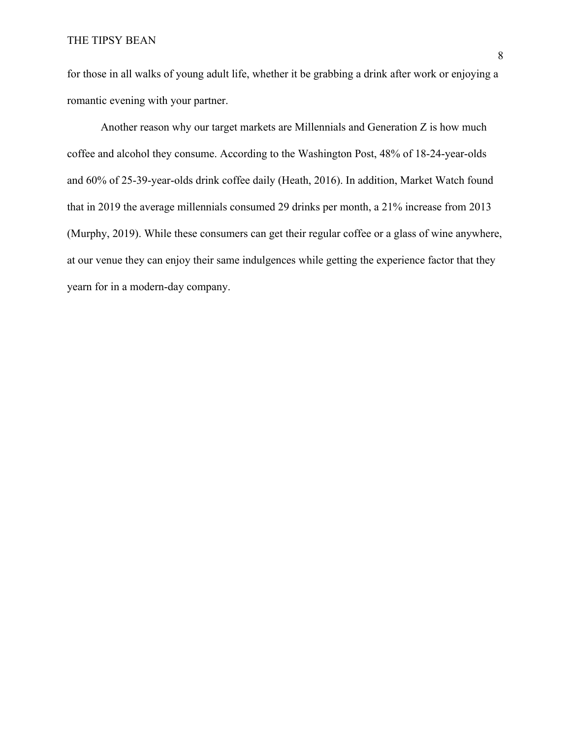for those in all walks of young adult life, whether it be grabbing a drink after work or enjoying a romantic evening with your partner.

Another reason why our target markets are Millennials and Generation Z is how much coffee and alcohol they consume. According to the Washington Post, 48% of 18-24-year-olds and 60% of 25-39-year-olds drink coffee daily (Heath, 2016). In addition, Market Watch found that in 2019 the average millennials consumed 29 drinks per month, a 21% increase from 2013 (Murphy, 2019). While these consumers can get their regular coffee or a glass of wine anywhere, at our venue they can enjoy their same indulgences while getting the experience factor that they yearn for in a modern-day company.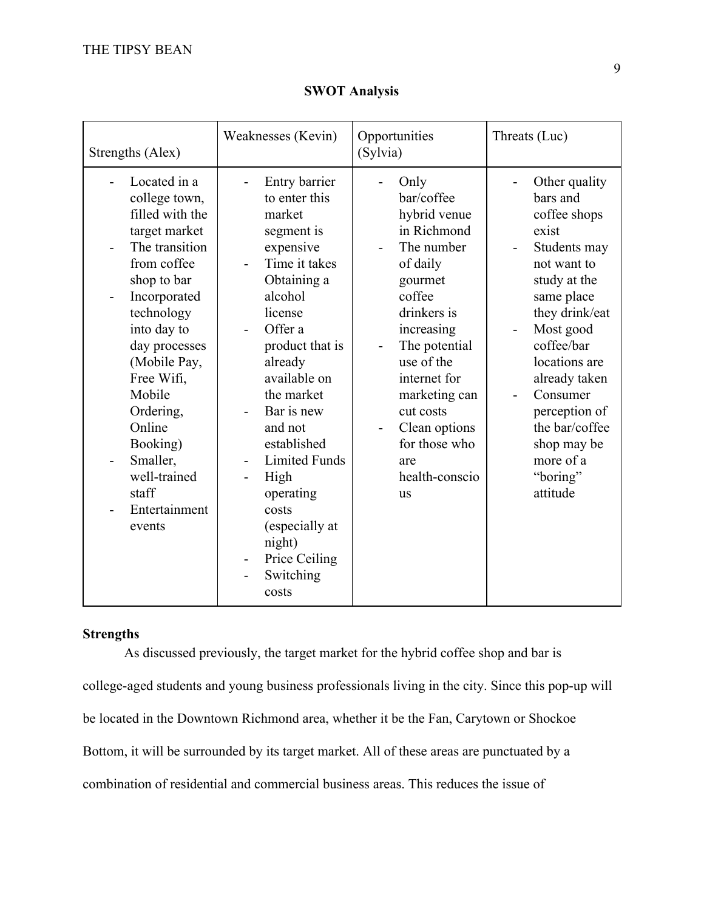**SWOT Analysis**

| Strengths (Alex) | Weaknesses (Kevin) | Opportunities (Sylvia) | Threats (Luc) |
|---|---|---|---|
| - Located in a college town, filled with the target market<br>- The transition from coffee shop to bar<br>- Incorporated technology into day to day processes (Mobile Pay, Free Wifi, Mobile Ordering, Online Booking)<br>- Smaller, well-trained staff<br>- Entertainment events | - Entry barrier to enter this market segment is expensive<br>- Time it takes Obtaining a alcohol license<br>- Offer a product that is already available on the market<br>- Bar is new and not established<br>- Limited Funds<br>- High operating costs (especially at night)<br>- Price Ceiling<br>- Switching costs | - Only bar/coffee hybrid venue in Richmond<br>- The number of daily gourmet coffee drinkers is increasing<br>- The potential use of the internet for marketing can cut costs<br>- Clean options for those who are health-conscious | - Other quality bars and coffee shops exist<br>- Students may not want to study at the same place they drink/eat<br>- Most good coffee/bar locations are already taken<br>- Consumer perception of the bar/coffee shop may be more of a "boring" attitude |

**Strengths**

As discussed previously, the target market for the hybrid coffee shop and bar is college-aged students and young business professionals living in the city. Since this pop-up will be located in the Downtown Richmond area, whether it be the Fan, Carytown or Shockoe Bottom, it will be surrounded by its target market. All of these areas are punctuated by a combination of residential and commercial business areas. This reduces the issue of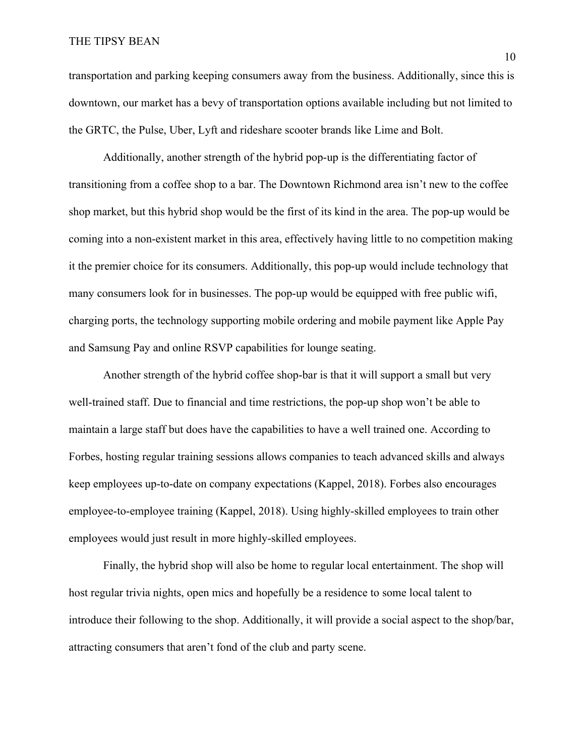transportation and parking keeping consumers away from the business. Additionally, since this is downtown, our market has a bevy of transportation options available including but not limited to the GRTC, the Pulse, Uber, Lyft and rideshare scooter brands like Lime and Bolt.

Additionally, another strength of the hybrid pop-up is the differentiating factor of transitioning from a coffee shop to a bar. The Downtown Richmond area isn't new to the coffee shop market, but this hybrid shop would be the first of its kind in the area. The pop-up would be coming into a non-existent market in this area, effectively having little to no competition making it the premier choice for its consumers. Additionally, this pop-up would include technology that many consumers look for in businesses. The pop-up would be equipped with free public wifi, charging ports, the technology supporting mobile ordering and mobile payment like Apple Pay and Samsung Pay and online RSVP capabilities for lounge seating.

Another strength of the hybrid coffee shop-bar is that it will support a small but very well-trained staff. Due to financial and time restrictions, the pop-up shop won't be able to maintain a large staff but does have the capabilities to have a well trained one. According to Forbes, hosting regular training sessions allows companies to teach advanced skills and always keep employees up-to-date on company expectations (Kappel, 2018). Forbes also encourages employee-to-employee training (Kappel, 2018). Using highly-skilled employees to train other employees would just result in more highly-skilled employees.

Finally, the hybrid shop will also be home to regular local entertainment. The shop will host regular trivia nights, open mics and hopefully be a residence to some local talent to introduce their following to the shop. Additionally, it will provide a social aspect to the shop/bar, attracting consumers that aren't fond of the club and party scene.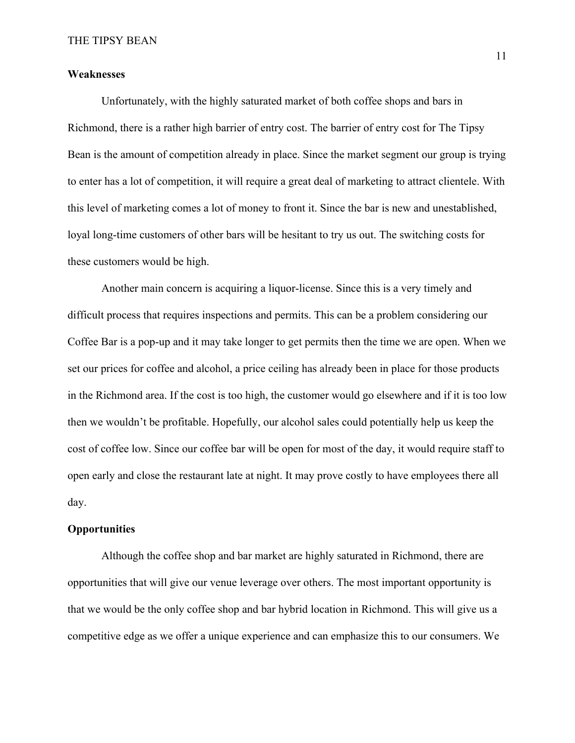**Weaknesses**

Unfortunately, with the highly saturated market of both coffee shops and bars in Richmond, there is a rather high barrier of entry cost. The barrier of entry cost for The Tipsy Bean is the amount of competition already in place. Since the market segment our group is trying to enter has a lot of competition, it will require a great deal of marketing to attract clientele. With this level of marketing comes a lot of money to front it. Since the bar is new and unestablished, loyal long-time customers of other bars will be hesitant to try us out. The switching costs for these customers would be high.

Another main concern is acquiring a liquor-license. Since this is a very timely and difficult process that requires inspections and permits. This can be a problem considering our Coffee Bar is a pop-up and it may take longer to get permits then the time we are open. When we set our prices for coffee and alcohol, a price ceiling has already been in place for those products in the Richmond area. If the cost is too high, the customer would go elsewhere and if it is too low then we wouldn't be profitable. Hopefully, our alcohol sales could potentially help us keep the cost of coffee low. Since our coffee bar will be open for most of the day, it would require staff to open early and close the restaurant late at night. It may prove costly to have employees there all day.

**Opportunities**

Although the coffee shop and bar market are highly saturated in Richmond, there are opportunities that will give our venue leverage over others. The most important opportunity is that we would be the only coffee shop and bar hybrid location in Richmond. This will give us a competitive edge as we offer a unique experience and can emphasize this to our consumers. We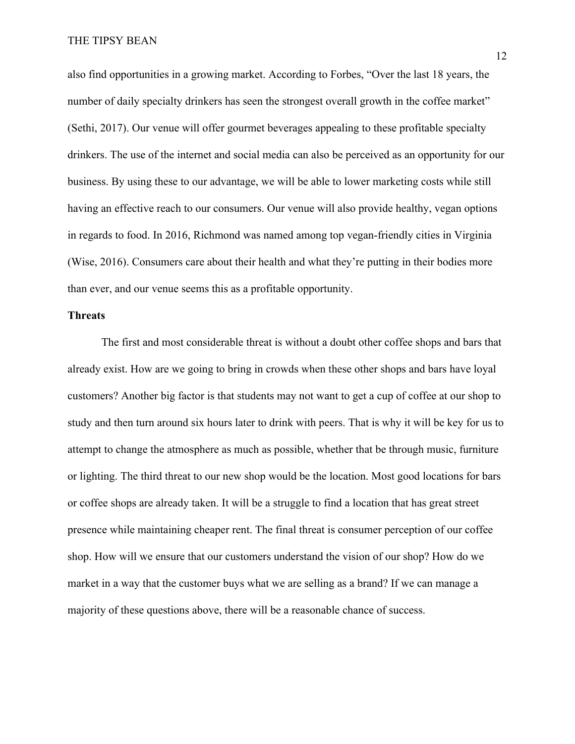also find opportunities in a growing market. According to Forbes, "Over the last 18 years, the number of daily specialty drinkers has seen the strongest overall growth in the coffee market" (Sethi, 2017). Our venue will offer gourmet beverages appealing to these profitable specialty drinkers. The use of the internet and social media can also be perceived as an opportunity for our business. By using these to our advantage, we will be able to lower marketing costs while still having an effective reach to our consumers. Our venue will also provide healthy, vegan options in regards to food. In 2016, Richmond was named among top vegan-friendly cities in Virginia (Wise, 2016). Consumers care about their health and what they're putting in their bodies more than ever, and our venue seems this as a profitable opportunity.

**Threats**

The first and most considerable threat is without a doubt other coffee shops and bars that already exist. How are we going to bring in crowds when these other shops and bars have loyal customers? Another big factor is that students may not want to get a cup of coffee at our shop to study and then turn around six hours later to drink with peers. That is why it will be key for us to attempt to change the atmosphere as much as possible, whether that be through music, furniture or lighting. The third threat to our new shop would be the location. Most good locations for bars or coffee shops are already taken. It will be a struggle to find a location that has great street presence while maintaining cheaper rent. The final threat is consumer perception of our coffee shop. How will we ensure that our customers understand the vision of our shop? How do we market in a way that the customer buys what we are selling as a brand? If we can manage a majority of these questions above, there will be a reasonable chance of success.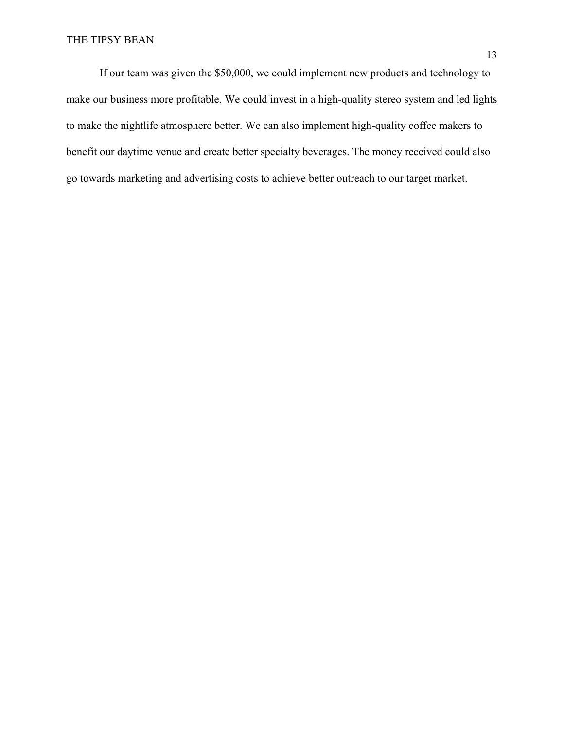If our team was given the $50,000, we could implement new products and technology to make our business more profitable. We could invest in a high-quality stereo system and led lights to make the nightlife atmosphere better. We can also implement high-quality coffee makers to benefit our daytime venue and create better specialty beverages. The money received could also go towards marketing and advertising costs to achieve better outreach to our target market.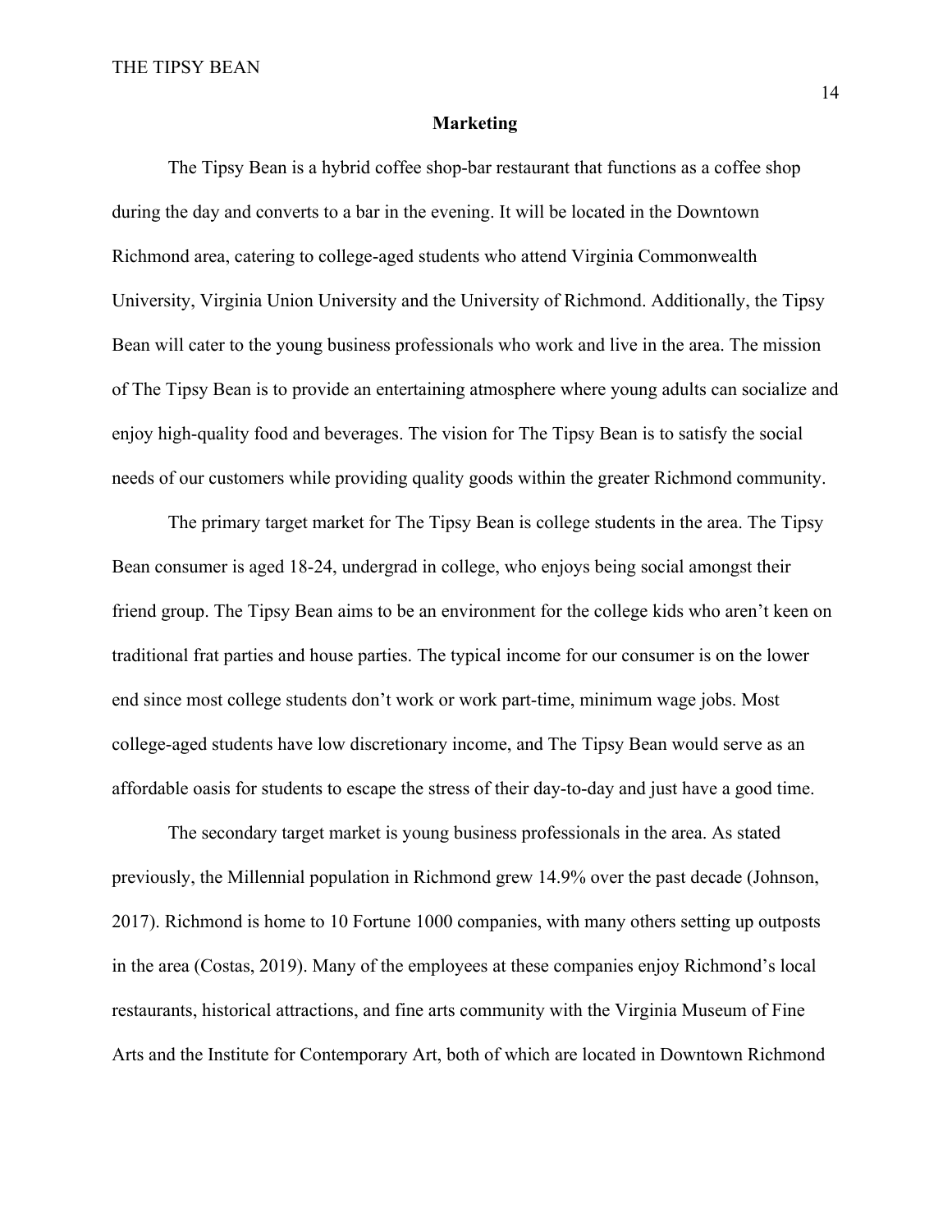## Marketing

The Tipsy Bean is a hybrid coffee shop-bar restaurant that functions as a coffee shop during the day and converts to a bar in the evening. It will be located in the Downtown Richmond area, catering to college-aged students who attend Virginia Commonwealth University, Virginia Union University and the University of Richmond. Additionally, the Tipsy Bean will cater to the young business professionals who work and live in the area. The mission of The Tipsy Bean is to provide an entertaining atmosphere where young adults can socialize and enjoy high-quality food and beverages. The vision for The Tipsy Bean is to satisfy the social needs of our customers while providing quality goods within the greater Richmond community.

The primary target market for The Tipsy Bean is college students in the area. The Tipsy Bean consumer is aged 18-24, undergrad in college, who enjoys being social amongst their friend group. The Tipsy Bean aims to be an environment for the college kids who aren't keen on traditional frat parties and house parties. The typical income for our consumer is on the lower end since most college students don't work or work part-time, minimum wage jobs. Most college-aged students have low discretionary income, and The Tipsy Bean would serve as an affordable oasis for students to escape the stress of their day-to-day and just have a good time.

The secondary target market is young business professionals in the area. As stated previously, the Millennial population in Richmond grew 14.9% over the past decade (Johnson, 2017). Richmond is home to 10 Fortune 1000 companies, with many others setting up outposts in the area (Costas, 2019). Many of the employees at these companies enjoy Richmond's local restaurants, historical attractions, and fine arts community with the Virginia Museum of Fine Arts and the Institute for Contemporary Art, both of which are located in Downtown Richmond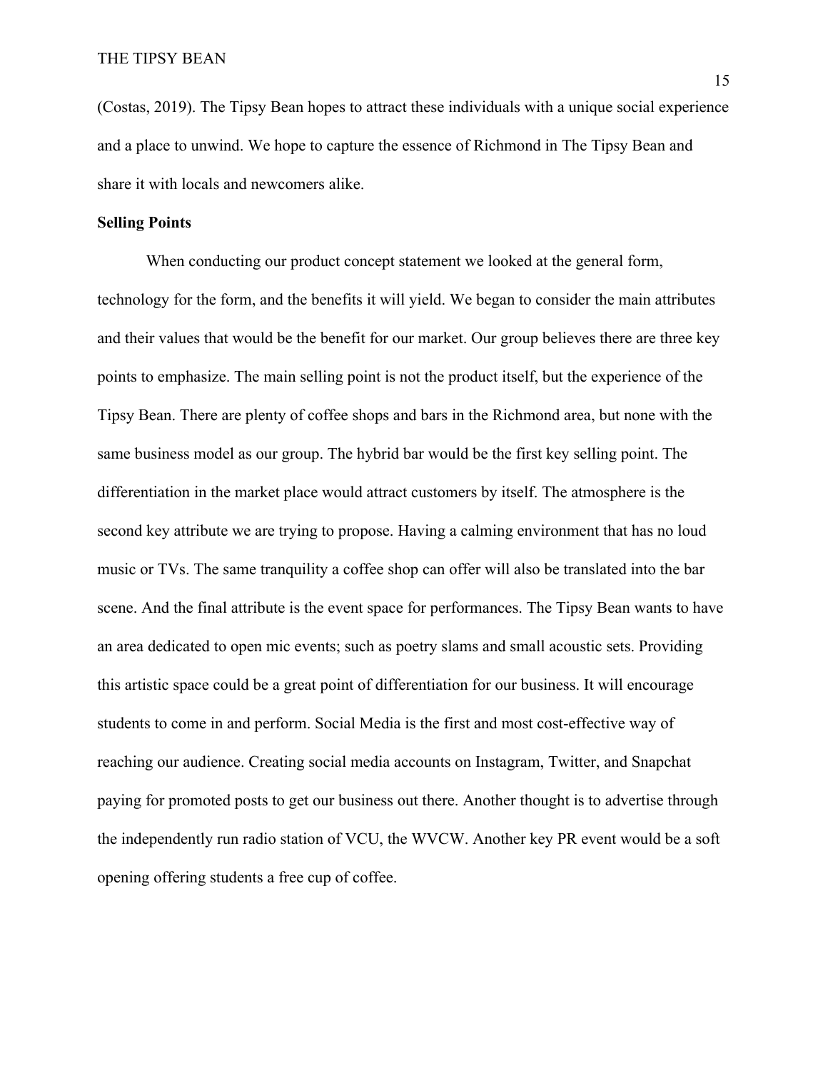(Costas, 2019). The Tipsy Bean hopes to attract these individuals with a unique social experience and a place to unwind. We hope to capture the essence of Richmond in The Tipsy Bean and share it with locals and newcomers alike.

**Selling Points**

When conducting our product concept statement we looked at the general form, technology for the form, and the benefits it will yield. We began to consider the main attributes and their values that would be the benefit for our market. Our group believes there are three key points to emphasize. The main selling point is not the product itself, but the experience of the Tipsy Bean. There are plenty of coffee shops and bars in the Richmond area, but none with the same business model as our group. The hybrid bar would be the first key selling point. The differentiation in the market place would attract customers by itself. The atmosphere is the second key attribute we are trying to propose. Having a calming environment that has no loud music or TVs. The same tranquility a coffee shop can offer will also be translated into the bar scene. And the final attribute is the event space for performances. The Tipsy Bean wants to have an area dedicated to open mic events; such as poetry slams and small acoustic sets. Providing this artistic space could be a great point of differentiation for our business. It will encourage students to come in and perform. Social Media is the first and most cost-effective way of reaching our audience. Creating social media accounts on Instagram, Twitter, and Snapchat paying for promoted posts to get our business out there. Another thought is to advertise through the independently run radio station of VCU, the WVCW. Another key PR event would be a soft opening offering students a free cup of coffee.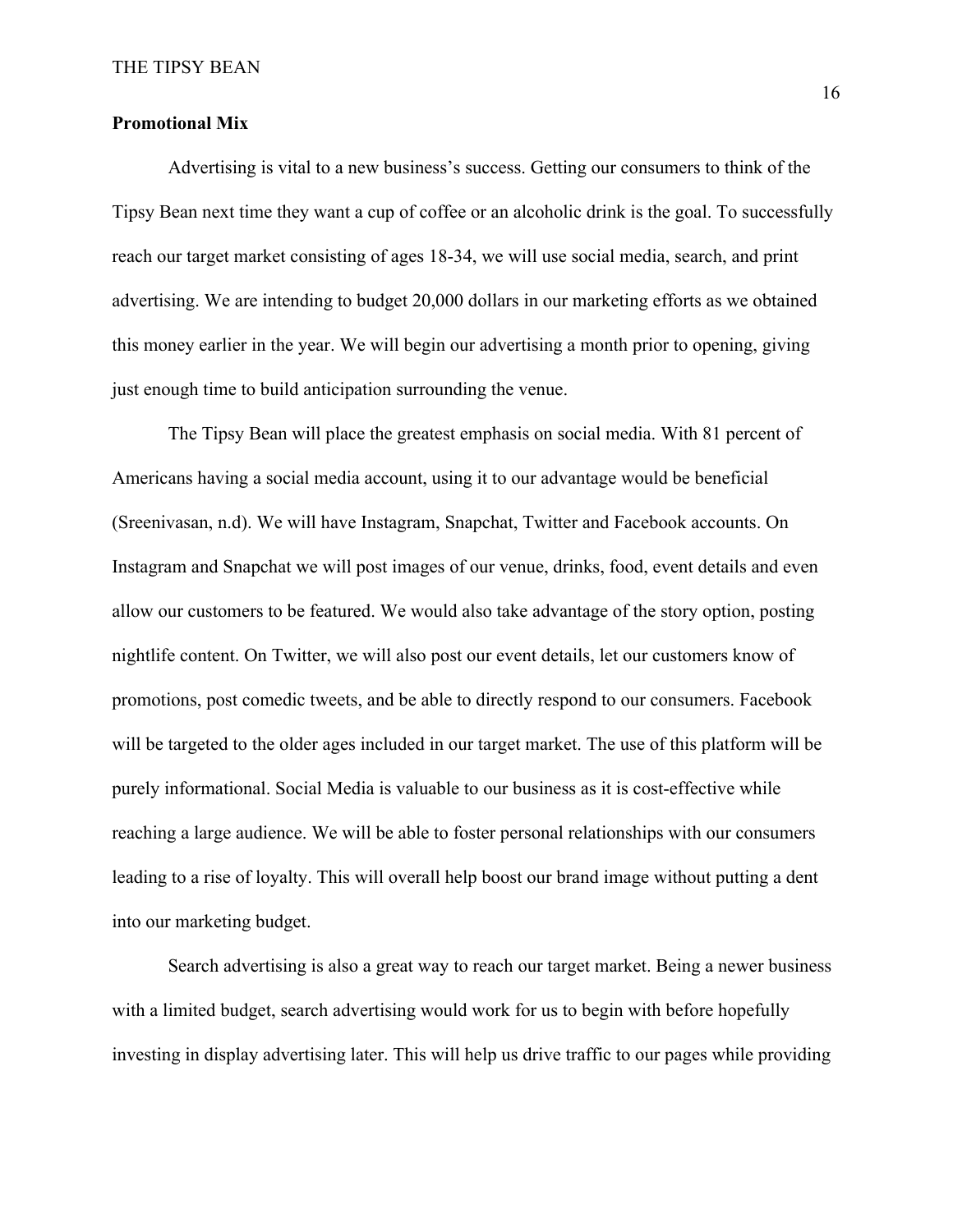**Promotional Mix**

Advertising is vital to a new business's success. Getting our consumers to think of the Tipsy Bean next time they want a cup of coffee or an alcoholic drink is the goal. To successfully reach our target market consisting of ages 18-34, we will use social media, search, and print advertising. We are intending to budget 20,000 dollars in our marketing efforts as we obtained this money earlier in the year. We will begin our advertising a month prior to opening, giving just enough time to build anticipation surrounding the venue.

The Tipsy Bean will place the greatest emphasis on social media. With 81 percent of Americans having a social media account, using it to our advantage would be beneficial (Sreenivasan, n.d). We will have Instagram, Snapchat, Twitter and Facebook accounts. On Instagram and Snapchat we will post images of our venue, drinks, food, event details and even allow our customers to be featured. We would also take advantage of the story option, posting nightlife content. On Twitter, we will also post our event details, let our customers know of promotions, post comedic tweets, and be able to directly respond to our consumers. Facebook will be targeted to the older ages included in our target market. The use of this platform will be purely informational. Social Media is valuable to our business as it is cost-effective while reaching a large audience. We will be able to foster personal relationships with our consumers leading to a rise of loyalty. This will overall help boost our brand image without putting a dent into our marketing budget.

Search advertising is also a great way to reach our target market. Being a newer business with a limited budget, search advertising would work for us to begin with before hopefully investing in display advertising later. This will help us drive traffic to our pages while providing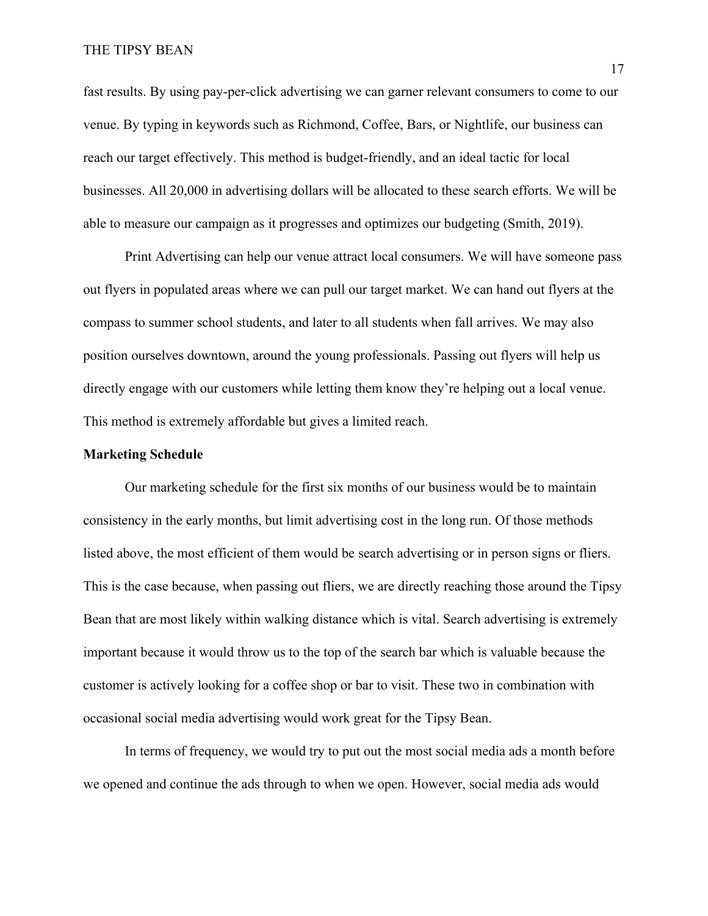fast results. By using pay-per-click advertising we can garner relevant consumers to come to our venue. By typing in keywords such as Richmond, Coffee, Bars, or Nightlife, our business can reach our target effectively. This method is budget-friendly, and an ideal tactic for local businesses. All 20,000 in advertising dollars will be allocated to these search efforts. We will be able to measure our campaign as it progresses and optimizes our budgeting (Smith, 2019).

Print Advertising can help our venue attract local consumers. We will have someone pass out flyers in populated areas where we can pull our target market. We can hand out flyers at the compass to summer school students, and later to all students when fall arrives. We may also position ourselves downtown, around the young professionals. Passing out flyers will help us directly engage with our customers while letting them know they're helping out a local venue. This method is extremely affordable but gives a limited reach.

**Marketing Schedule**

Our marketing schedule for the first six months of our business would be to maintain consistency in the early months, but limit advertising cost in the long run. Of those methods listed above, the most efficient of them would be search advertising or in person signs or fliers. This is the case because, when passing out fliers, we are directly reaching those around the Tipsy Bean that are most likely within walking distance which is vital. Search advertising is extremely important because it would throw us to the top of the search bar which is valuable because the customer is actively looking for a coffee shop or bar to visit. These two in combination with occasional social media advertising would work great for the Tipsy Bean.

In terms of frequency, we would try to put out the most social media ads a month before we opened and continue the ads through to when we open. However, social media ads would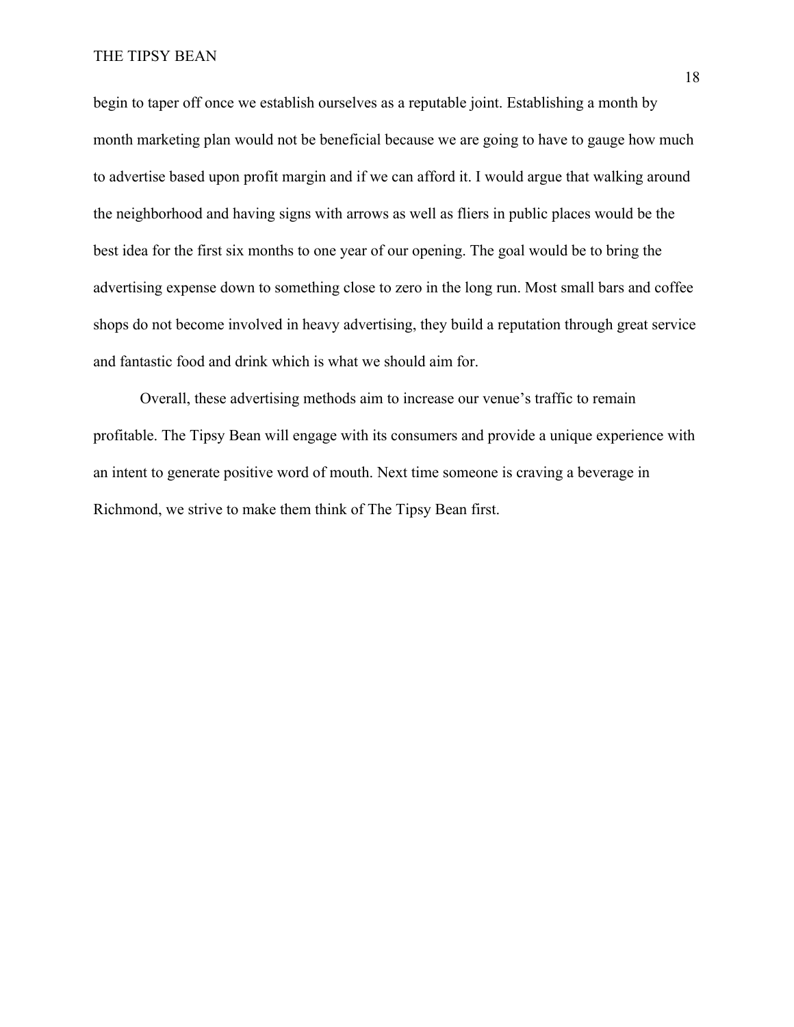begin to taper off once we establish ourselves as a reputable joint. Establishing a month by month marketing plan would not be beneficial because we are going to have to gauge how much to advertise based upon profit margin and if we can afford it. I would argue that walking around the neighborhood and having signs with arrows as well as fliers in public places would be the best idea for the first six months to one year of our opening. The goal would be to bring the advertising expense down to something close to zero in the long run. Most small bars and coffee shops do not become involved in heavy advertising, they build a reputation through great service and fantastic food and drink which is what we should aim for.

Overall, these advertising methods aim to increase our venue's traffic to remain profitable. The Tipsy Bean will engage with its consumers and provide a unique experience with an intent to generate positive word of mouth. Next time someone is craving a beverage in Richmond, we strive to make them think of The Tipsy Bean first.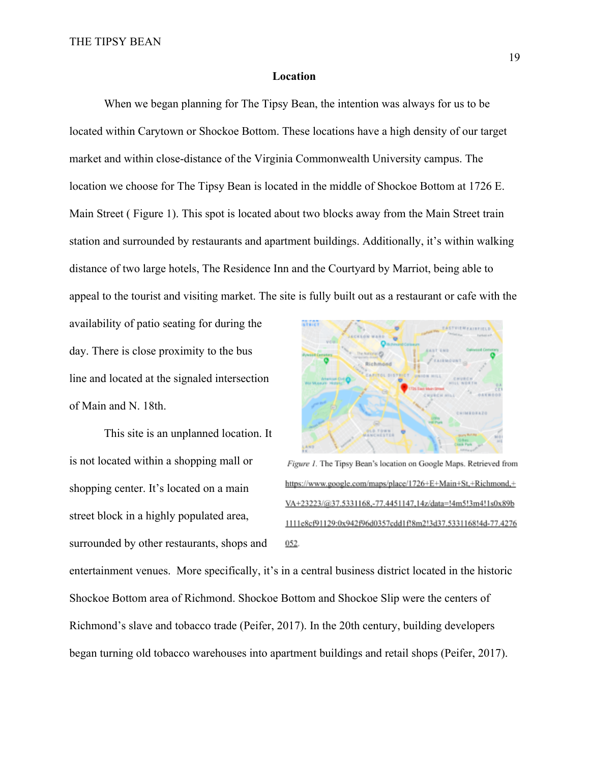## Location

When we began planning for The Tipsy Bean, the intention was always for us to be located within Carytown or Shockoe Bottom. These locations have a high density of our target market and within close-distance of the Virginia Commonwealth University campus. The location we choose for The Tipsy Bean is located in the middle of Shockoe Bottom at 1726 E. Main Street ( Figure 1). This spot is located about two blocks away from the Main Street train station and surrounded by restaurants and apartment buildings. Additionally, it's within walking distance of two large hotels, The Residence Inn and the Courtyard by Marriot, being able to appeal to the tourist and visiting market. The site is fully built out as a restaurant or cafe with the availability of patio seating for during the day. There is close proximity to the bus line and located at the signaled intersection of Main and N. 18th.

*Figure 1.* The Tipsy Bean's location on Google Maps. Retrieved from https://www.google.com/maps/place/1726+E+Main+St,+Richmond,+VA+23223/@37.5331168,-77.4451147,14z/data=!4m5!3m4!1s0x89b1111e8cf91129:0x942f96d0357cdd1f!8m2!3d37.5331168!4d-77.4276052.

This site is an unplanned location. It is not located within a shopping mall or shopping center. It's located on a main street block in a highly populated area, surrounded by other restaurants, shops and entertainment venues. More specifically, it's in a central business district located in the historic Shockoe Bottom area of Richmond. Shockoe Bottom and Shockoe Slip were the centers of Richmond's slave and tobacco trade (Peifer, 2017). In the 20th century, building developers began turning old tobacco warehouses into apartment buildings and retail shops (Peifer, 2017).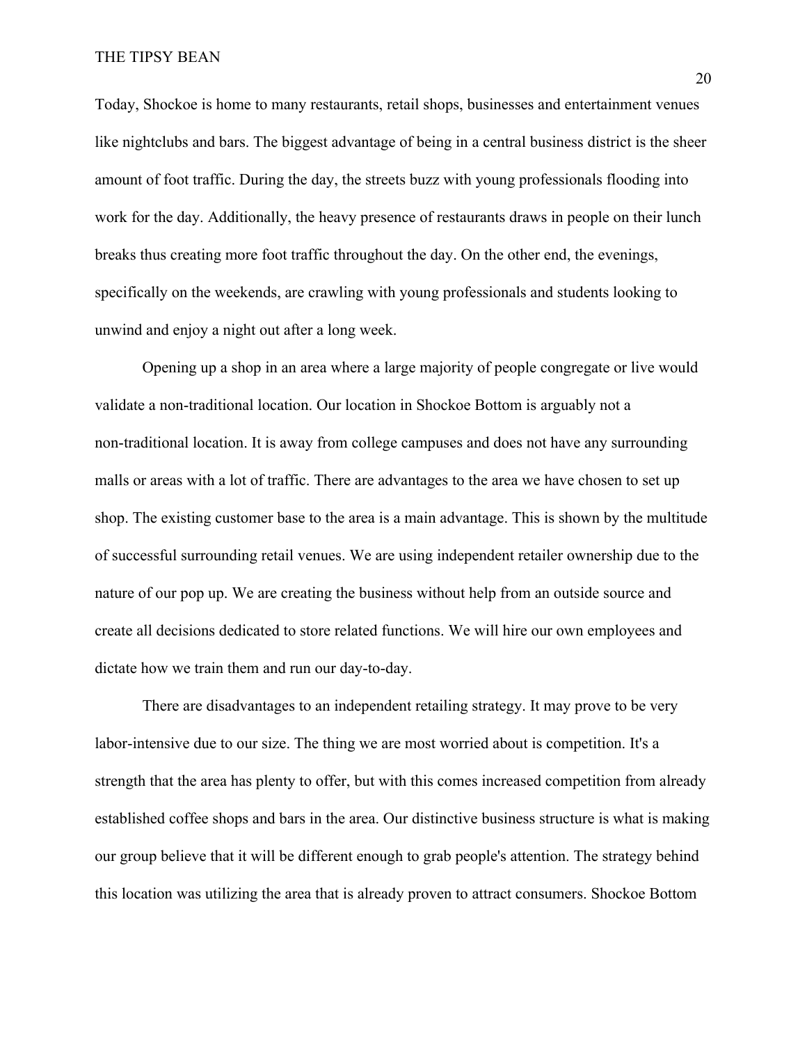Today, Shockoe is home to many restaurants, retail shops, businesses and entertainment venues like nightclubs and bars. The biggest advantage of being in a central business district is the sheer amount of foot traffic. During the day, the streets buzz with young professionals flooding into work for the day. Additionally, the heavy presence of restaurants draws in people on their lunch breaks thus creating more foot traffic throughout the day. On the other end, the evenings, specifically on the weekends, are crawling with young professionals and students looking to unwind and enjoy a night out after a long week.

Opening up a shop in an area where a large majority of people congregate or live would validate a non-traditional location. Our location in Shockoe Bottom is arguably not a non-traditional location. It is away from college campuses and does not have any surrounding malls or areas with a lot of traffic. There are advantages to the area we have chosen to set up shop. The existing customer base to the area is a main advantage. This is shown by the multitude of successful surrounding retail venues. We are using independent retailer ownership due to the nature of our pop up. We are creating the business without help from an outside source and create all decisions dedicated to store related functions. We will hire our own employees and dictate how we train them and run our day-to-day.

There are disadvantages to an independent retailing strategy. It may prove to be very labor-intensive due to our size. The thing we are most worried about is competition. It's a strength that the area has plenty to offer, but with this comes increased competition from already established coffee shops and bars in the area. Our distinctive business structure is what is making our group believe that it will be different enough to grab people's attention. The strategy behind this location was utilizing the area that is already proven to attract consumers. Shockoe Bottom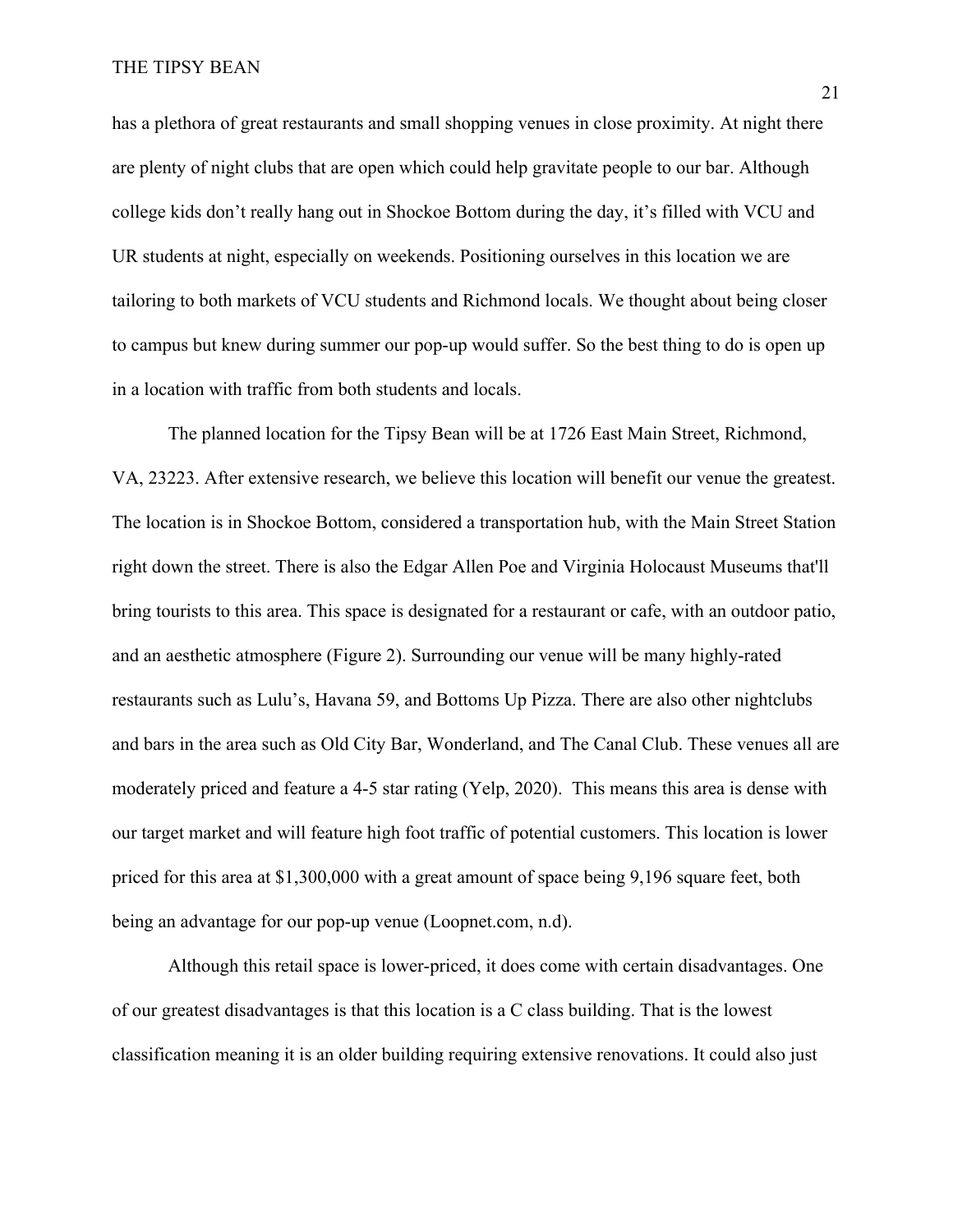has a plethora of great restaurants and small shopping venues in close proximity. At night there are plenty of night clubs that are open which could help gravitate people to our bar. Although college kids don't really hang out in Shockoe Bottom during the day, it's filled with VCU and UR students at night, especially on weekends. Positioning ourselves in this location we are tailoring to both markets of VCU students and Richmond locals. We thought about being closer to campus but knew during summer our pop-up would suffer. So the best thing to do is open up in a location with traffic from both students and locals.

The planned location for the Tipsy Bean will be at 1726 East Main Street, Richmond, VA, 23223. After extensive research, we believe this location will benefit our venue the greatest. The location is in Shockoe Bottom, considered a transportation hub, with the Main Street Station right down the street. There is also the Edgar Allen Poe and Virginia Holocaust Museums that'll bring tourists to this area. This space is designated for a restaurant or cafe, with an outdoor patio, and an aesthetic atmosphere (Figure 2). Surrounding our venue will be many highly-rated restaurants such as Lulu's, Havana 59, and Bottoms Up Pizza. There are also other nightclubs and bars in the area such as Old City Bar, Wonderland, and The Canal Club. These venues all are moderately priced and feature a 4-5 star rating (Yelp, 2020). This means this area is dense with our target market and will feature high foot traffic of potential customers. This location is lower priced for this area at $1,300,000 with a great amount of space being 9,196 square feet, both being an advantage for our pop-up venue (Loopnet.com, n.d).

Although this retail space is lower-priced, it does come with certain disadvantages. One of our greatest disadvantages is that this location is a C class building. That is the lowest classification meaning it is an older building requiring extensive renovations. It could also just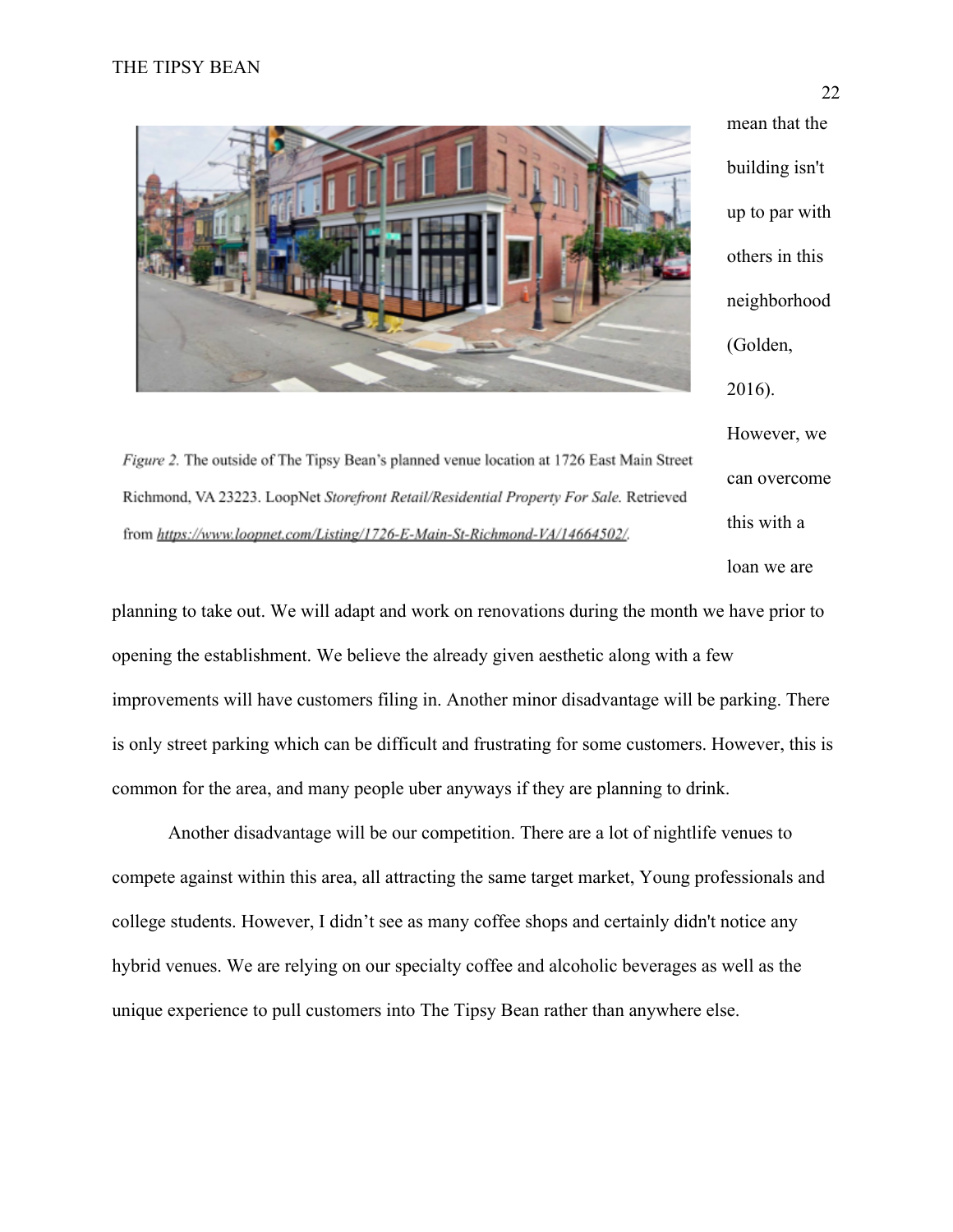mean that the building isn't up to par with others in this neighborhood (Golden, 2016). However, we can overcome this with a loan we are planning to take out. We will adapt and work on renovations during the month we have prior to opening the establishment. We believe the already given aesthetic along with a few improvements will have customers filing in. Another minor disadvantage will be parking. There is only street parking which can be difficult and frustrating for some customers. However, this is common for the area, and many people uber anyways if they are planning to drink.

*Figure 2.* The outside of The Tipsy Bean's planned venue location at 1726 East Main Street Richmond, VA 23223. LoopNet *Storefront Retail/Residential Property For Sale.* Retrieved from https://www.loopnet.com/Listing/1726-E-Main-St-Richmond-VA/14664502/.

Another disadvantage will be our competition. There are a lot of nightlife venues to compete against within this area, all attracting the same target market, Young professionals and college students. However, I didn't see as many coffee shops and certainly didn't notice any hybrid venues. We are relying on our specialty coffee and alcoholic beverages as well as the unique experience to pull customers into The Tipsy Bean rather than anywhere else.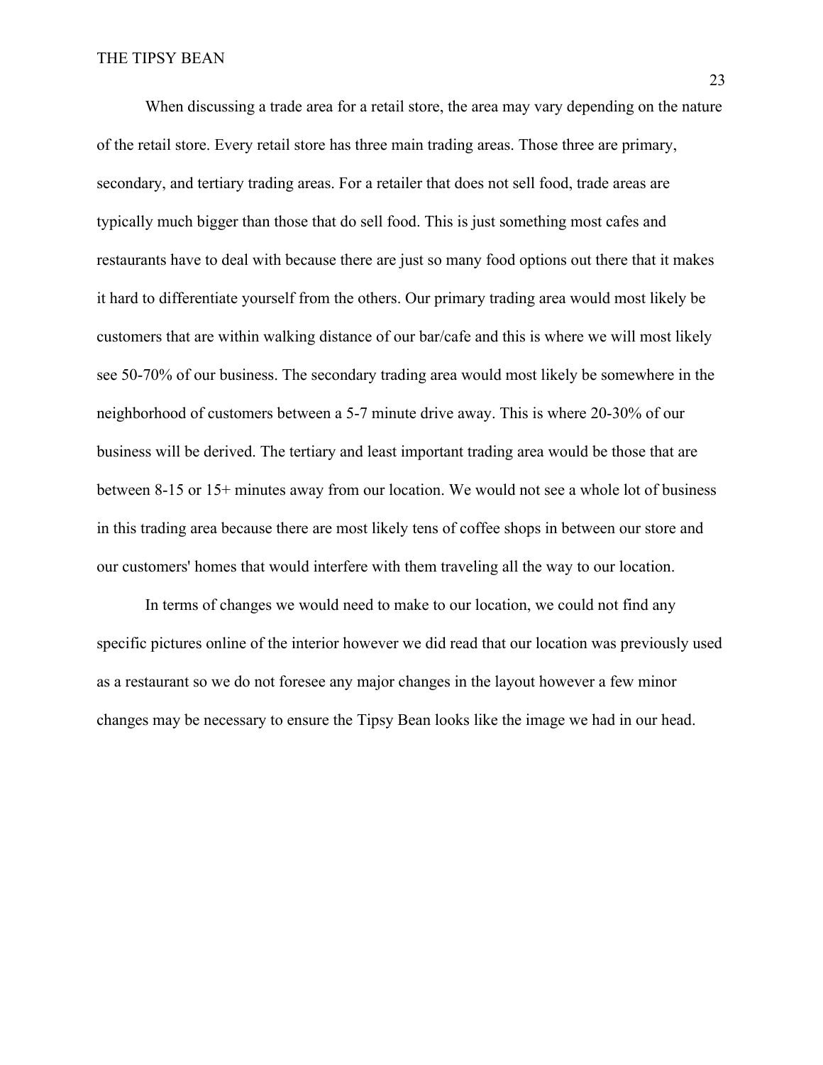When discussing a trade area for a retail store, the area may vary depending on the nature of the retail store. Every retail store has three main trading areas. Those three are primary, secondary, and tertiary trading areas. For a retailer that does not sell food, trade areas are typically much bigger than those that do sell food. This is just something most cafes and restaurants have to deal with because there are just so many food options out there that it makes it hard to differentiate yourself from the others. Our primary trading area would most likely be customers that are within walking distance of our bar/cafe and this is where we will most likely see 50-70% of our business. The secondary trading area would most likely be somewhere in the neighborhood of customers between a 5-7 minute drive away. This is where 20-30% of our business will be derived. The tertiary and least important trading area would be those that are between 8-15 or 15+ minutes away from our location. We would not see a whole lot of business in this trading area because there are most likely tens of coffee shops in between our store and our customers' homes that would interfere with them traveling all the way to our location.

In terms of changes we would need to make to our location, we could not find any specific pictures online of the interior however we did read that our location was previously used as a restaurant so we do not foresee any major changes in the layout however a few minor changes may be necessary to ensure the Tipsy Bean looks like the image we had in our head.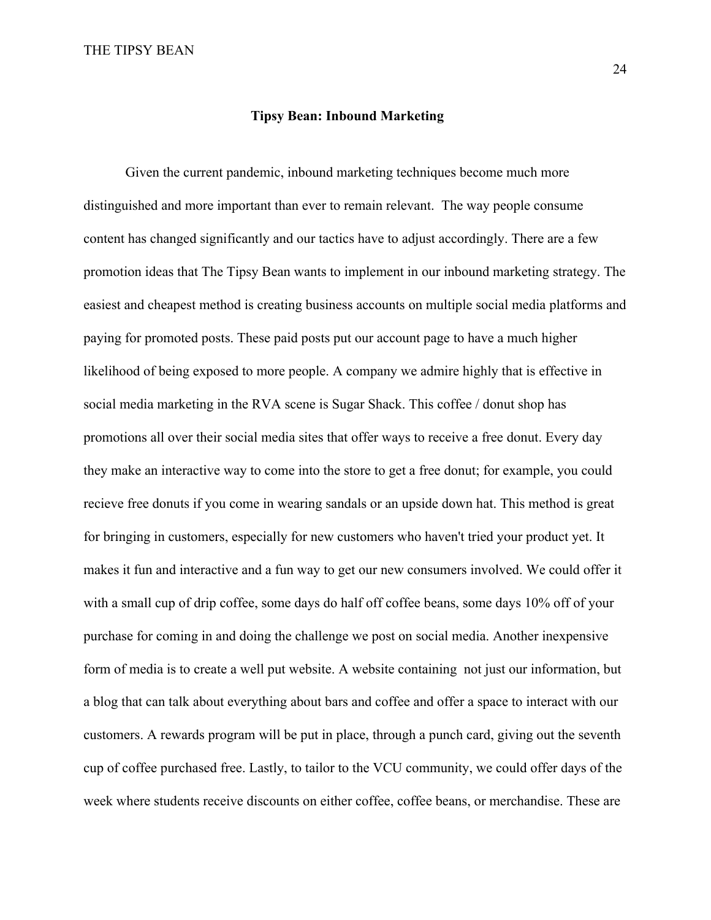## Tipsy Bean: Inbound Marketing

Given the current pandemic, inbound marketing techniques become much more distinguished and more important than ever to remain relevant.  The way people consume content has changed significantly and our tactics have to adjust accordingly. There are a few promotion ideas that The Tipsy Bean wants to implement in our inbound marketing strategy. The easiest and cheapest method is creating business accounts on multiple social media platforms and paying for promoted posts. These paid posts put our account page to have a much higher likelihood of being exposed to more people. A company we admire highly that is effective in social media marketing in the RVA scene is Sugar Shack. This coffee / donut shop has promotions all over their social media sites that offer ways to receive a free donut. Every day they make an interactive way to come into the store to get a free donut; for example, you could recieve free donuts if you come in wearing sandals or an upside down hat. This method is great for bringing in customers, especially for new customers who haven't tried your product yet. It makes it fun and interactive and a fun way to get our new consumers involved. We could offer it with a small cup of drip coffee, some days do half off coffee beans, some days 10% off of your purchase for coming in and doing the challenge we post on social media. Another inexpensive form of media is to create a well put website. A website containing  not just our information, but a blog that can talk about everything about bars and coffee and offer a space to interact with our customers. A rewards program will be put in place, through a punch card, giving out the seventh cup of coffee purchased free. Lastly, to tailor to the VCU community, we could offer days of the week where students receive discounts on either coffee, coffee beans, or merchandise. These are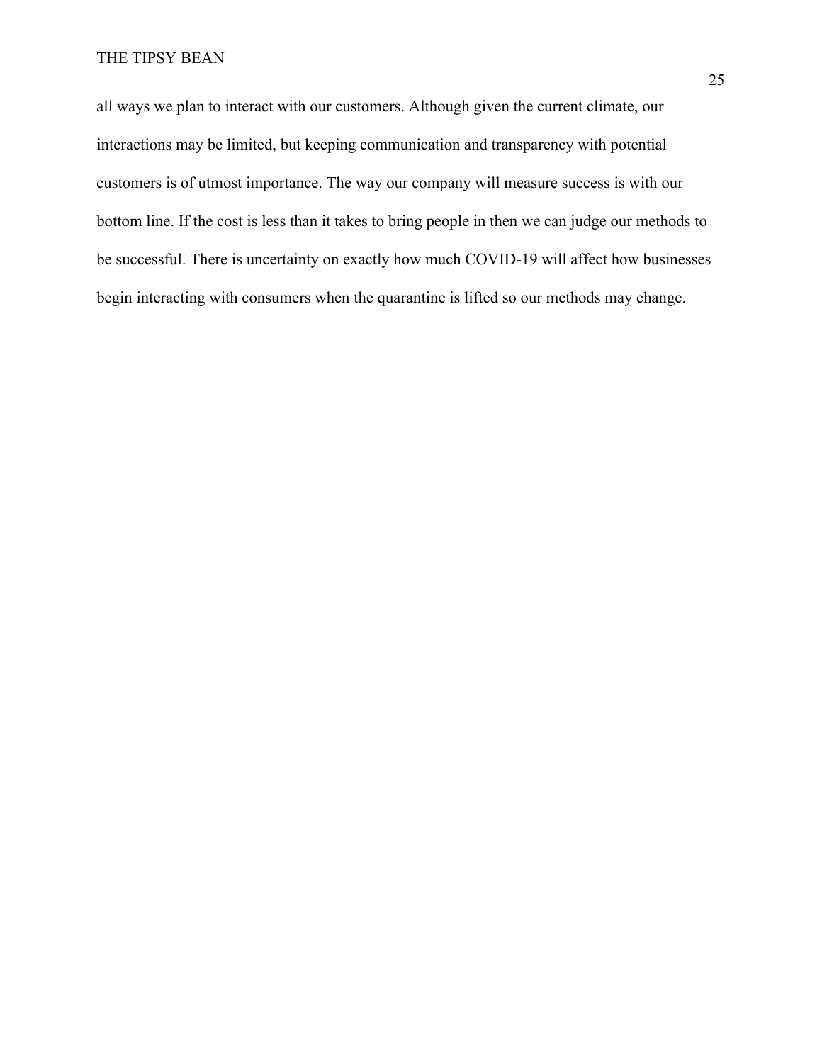all ways we plan to interact with our customers. Although given the current climate, our interactions may be limited, but keeping communication and transparency with potential customers is of utmost importance. The way our company will measure success is with our bottom line. If the cost is less than it takes to bring people in then we can judge our methods to be successful. There is uncertainty on exactly how much COVID-19 will affect how businesses begin interacting with consumers when the quarantine is lifted so our methods may change.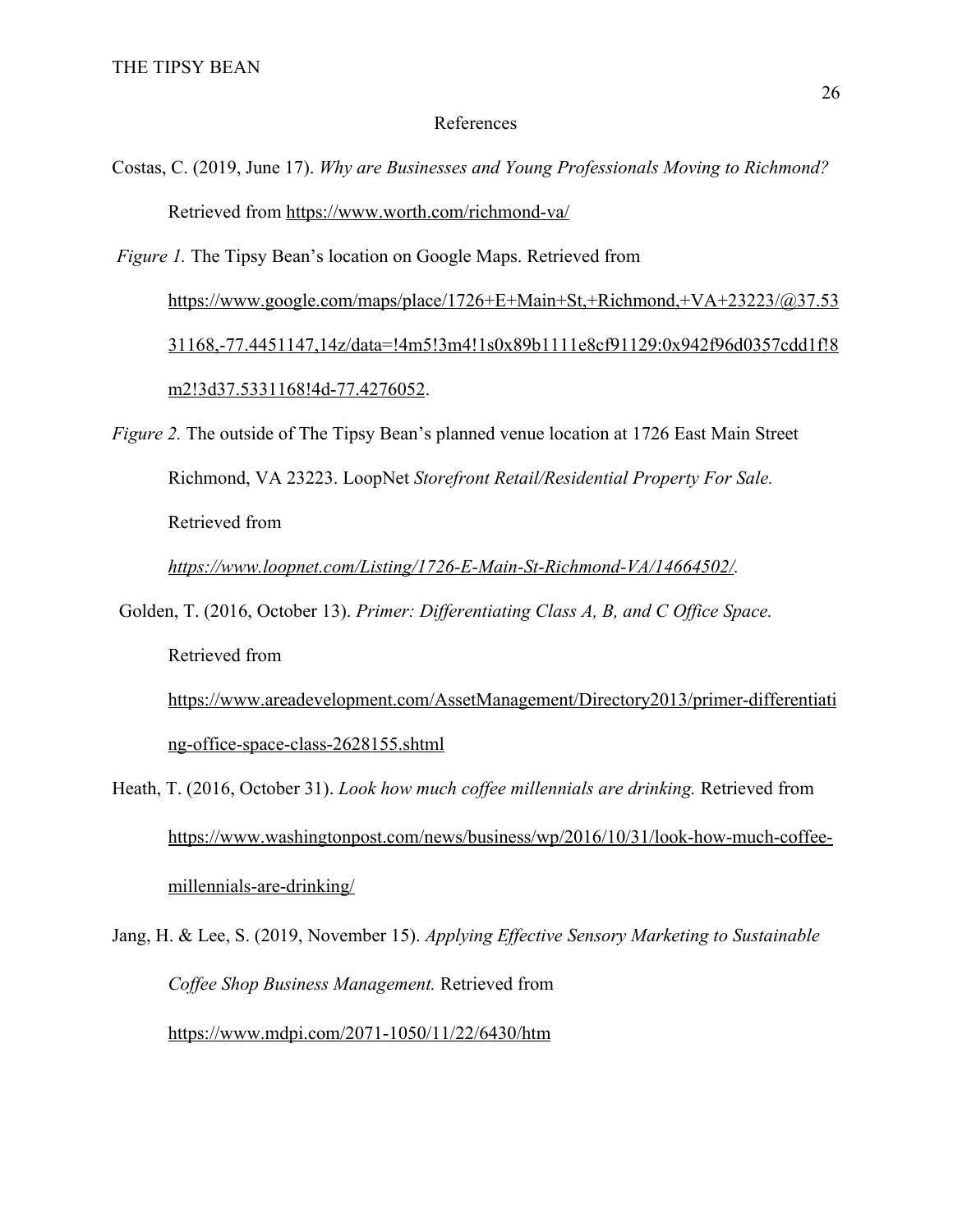# References

Costas, C. (2019, June 17). *Why are Businesses and Young Professionals Moving to Richmond?* Retrieved from https://www.worth.com/richmond-va/

*Figure 1.* The Tipsy Bean's location on Google Maps. Retrieved from https://www.google.com/maps/place/1726+E+Main+St,+Richmond,+VA+23223/@37.5331168,-77.4451147,14z/data=!4m5!3m4!1s0x89b1111e8cf91129:0x942f96d0357cdd1f!8m2!3d37.5331168!4d-77.4276052.

*Figure 2.* The outside of The Tipsy Bean's planned venue location at 1726 East Main Street Richmond, VA 23223. LoopNet *Storefront Retail/Residential Property For Sale.* Retrieved from *https://www.loopnet.com/Listing/1726-E-Main-St-Richmond-VA/14664502/.*

Golden, T. (2016, October 13). *Primer: Differentiating Class A, B, and C Office Space.* Retrieved from https://www.areadevelopment.com/AssetManagement/Directory2013/primer-differentiating-office-space-class-2628155.shtml

Heath, T. (2016, October 31). *Look how much coffee millennials are drinking.* Retrieved from https://www.washingtonpost.com/news/business/wp/2016/10/31/look-how-much-coffee-millennials-are-drinking/

Jang, H. & Lee, S. (2019, November 15). *Applying Effective Sensory Marketing to Sustainable Coffee Shop Business Management.* Retrieved from https://www.mdpi.com/2071-1050/11/22/6430/htm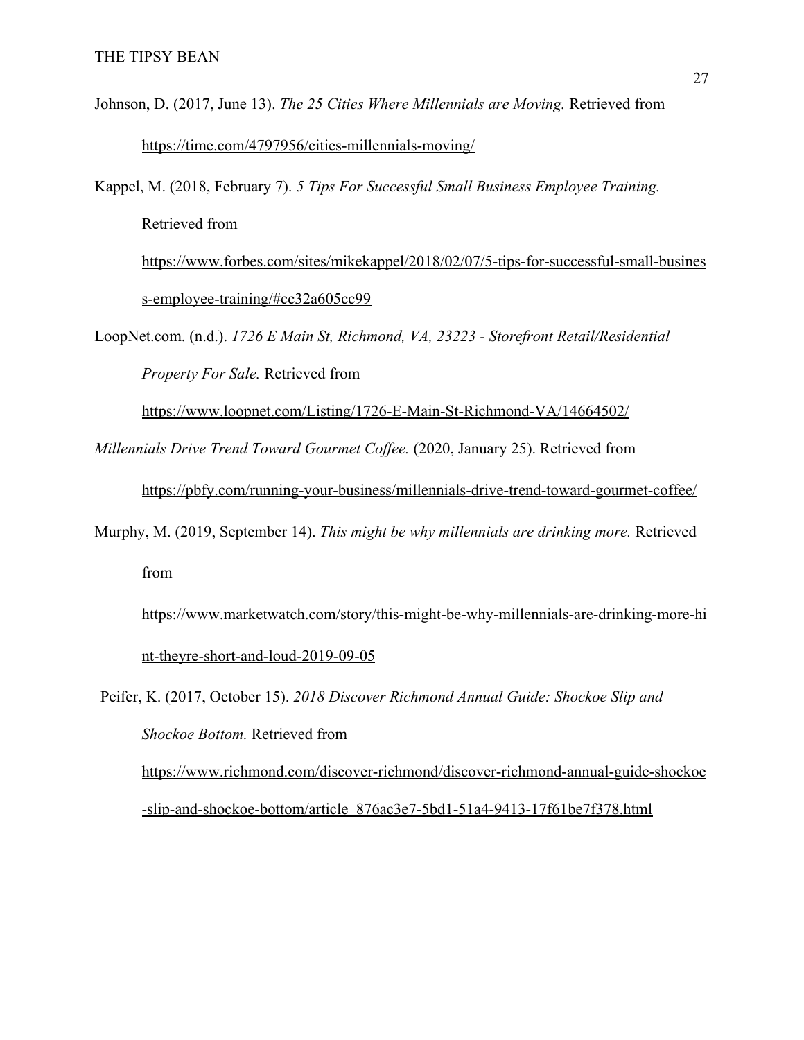Johnson, D. (2017, June 13). *The 25 Cities Where Millennials are Moving.* Retrieved from https://time.com/4797956/cities-millennials-moving/

Kappel, M. (2018, February 7). *5 Tips For Successful Small Business Employee Training.* Retrieved from https://www.forbes.com/sites/mikekappel/2018/02/07/5-tips-for-successful-small-business-employee-training/#cc32a605cc99

LoopNet.com. (n.d.). *1726 E Main St, Richmond, VA, 23223 - Storefront Retail/Residential Property For Sale.* Retrieved from https://www.loopnet.com/Listing/1726-E-Main-St-Richmond-VA/14664502/

*Millennials Drive Trend Toward Gourmet Coffee.* (2020, January 25). Retrieved from https://pbfy.com/running-your-business/millennials-drive-trend-toward-gourmet-coffee/

Murphy, M. (2019, September 14). *This might be why millennials are drinking more.* Retrieved from https://www.marketwatch.com/story/this-might-be-why-millennials-are-drinking-more-hint-theyre-short-and-loud-2019-09-05

Peifer, K. (2017, October 15). *2018 Discover Richmond Annual Guide: Shockoe Slip and Shockoe Bottom.* Retrieved from https://www.richmond.com/discover-richmond/discover-richmond-annual-guide-shockoe-slip-and-shockoe-bottom/article_876ac3e7-5bd1-51a4-9413-17f61be7f378.html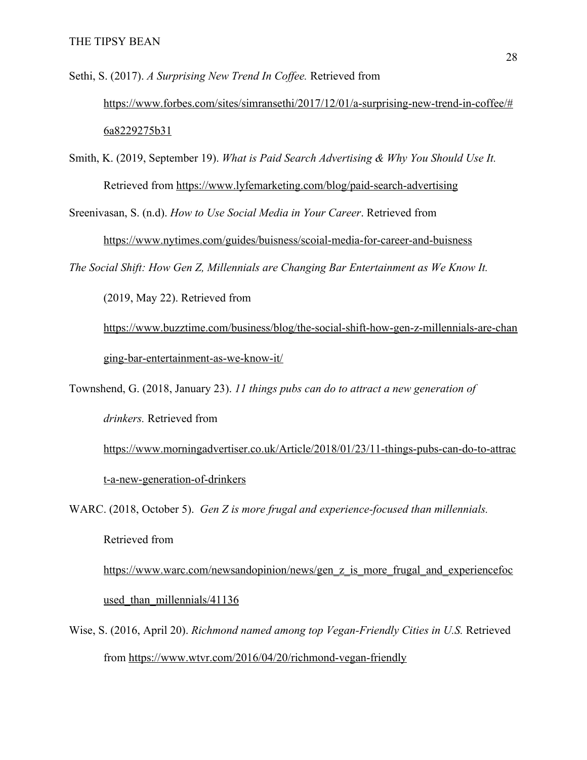Sethi, S. (2017). *A Surprising New Trend In Coffee.* Retrieved from https://www.forbes.com/sites/simransethi/2017/12/01/a-surprising-new-trend-in-coffee/#6a8229275b31

Smith, K. (2019, September 19). *What is Paid Search Advertising & Why You Should Use It.* Retrieved from https://www.lyfemarketing.com/blog/paid-search-advertising

Sreenivasan, S. (n.d). *How to Use Social Media in Your Career*. Retrieved from https://www.nytimes.com/guides/buisness/scoial-media-for-career-and-buisness

*The Social Shift: How Gen Z, Millennials are Changing Bar Entertainment as We Know It.* (2019, May 22). Retrieved from https://www.buzztime.com/business/blog/the-social-shift-how-gen-z-millennials-are-changing-bar-entertainment-as-we-know-it/

Townshend, G. (2018, January 23). *11 things pubs can do to attract a new generation of drinkers.* Retrieved from https://www.morningadvertiser.co.uk/Article/2018/01/23/11-things-pubs-can-do-to-attract-a-new-generation-of-drinkers

WARC. (2018, October 5). *Gen Z is more frugal and experience-focused than millennials.* Retrieved from https://www.warc.com/newsandopinion/news/gen_z_is_more_frugal_and_experiencefocused_than_millennials/41136

Wise, S. (2016, April 20). *Richmond named among top Vegan-Friendly Cities in U.S.* Retrieved from https://www.wtvr.com/2016/04/20/richmond-vegan-friendly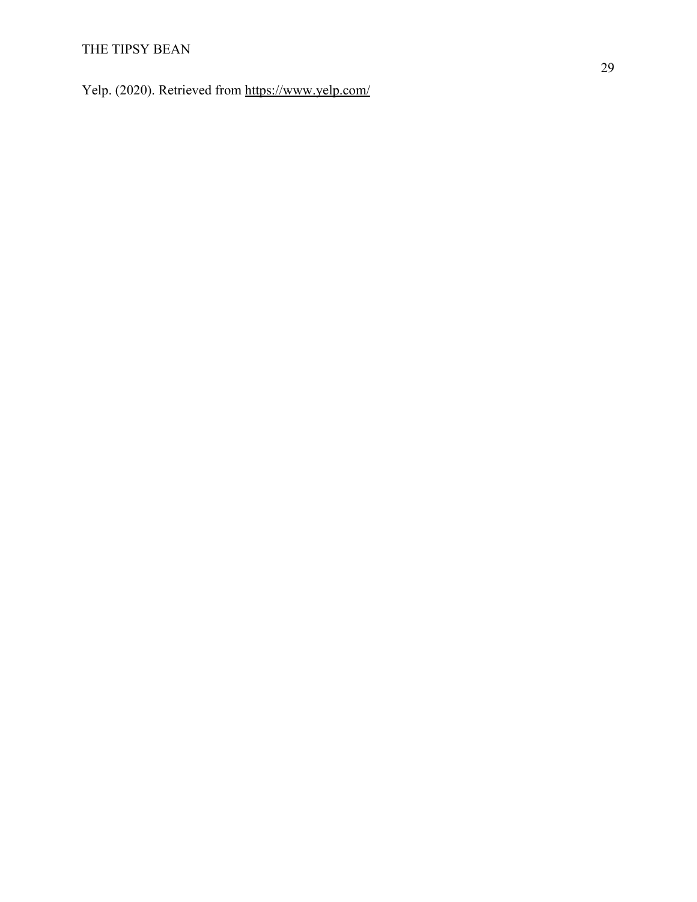Yelp. (2020). Retrieved from https://www.yelp.com/